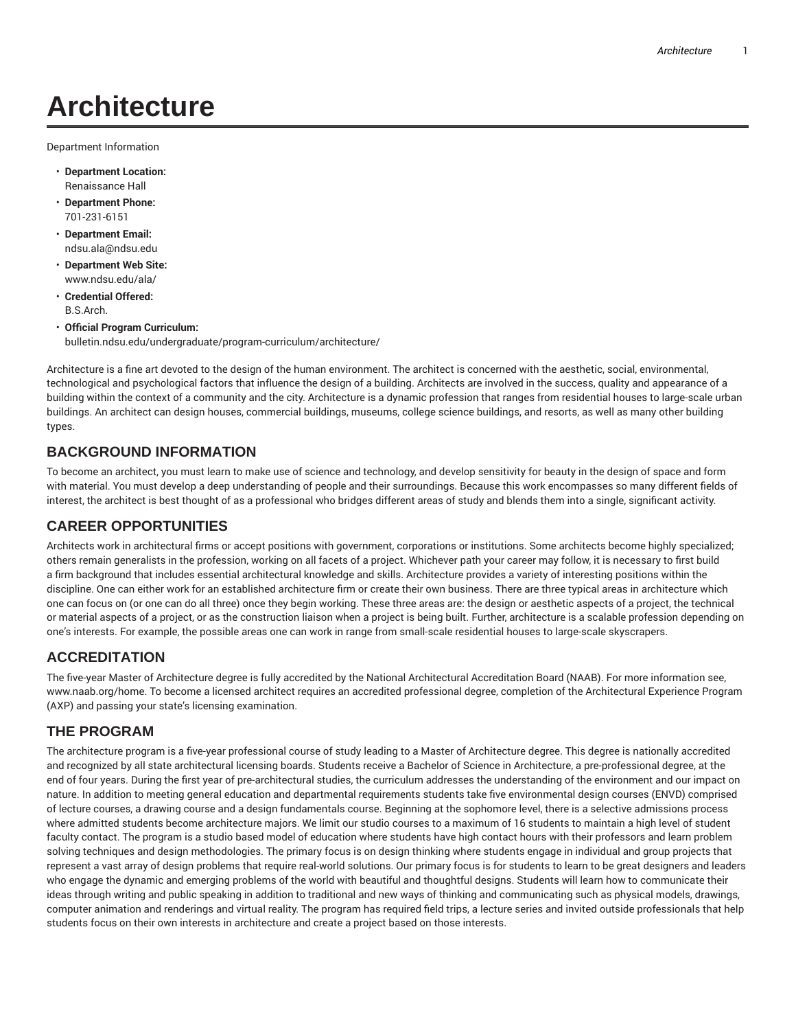# Architecture

Department Information

- **Department Location:**
  Renaissance Hall
- **Department Phone:**
  701-231-6151
- **Department Email:**
  ndsu.ala@ndsu.edu
- **Department Web Site:**
  www.ndsu.edu/ala/
- **Credential Offered:**
  B.S.Arch.
- **Official Program Curriculum:**
  bulletin.ndsu.edu/undergraduate/program-curriculum/architecture/

Architecture is a fine art devoted to the design of the human environment. The architect is concerned with the aesthetic, social, environmental, technological and psychological factors that influence the design of a building. Architects are involved in the success, quality and appearance of a building within the context of a community and the city. Architecture is a dynamic profession that ranges from residential houses to large-scale urban buildings. An architect can design houses, commercial buildings, museums, college science buildings, and resorts, as well as many other building types.

## BACKGROUND INFORMATION

To become an architect, you must learn to make use of science and technology, and develop sensitivity for beauty in the design of space and form with material. You must develop a deep understanding of people and their surroundings. Because this work encompasses so many different fields of interest, the architect is best thought of as a professional who bridges different areas of study and blends them into a single, significant activity.

## CAREER OPPORTUNITIES

Architects work in architectural firms or accept positions with government, corporations or institutions. Some architects become highly specialized; others remain generalists in the profession, working on all facets of a project. Whichever path your career may follow, it is necessary to first build a firm background that includes essential architectural knowledge and skills. Architecture provides a variety of interesting positions within the discipline. One can either work for an established architecture firm or create their own business. There are three typical areas in architecture which one can focus on (or one can do all three) once they begin working. These three areas are: the design or aesthetic aspects of a project, the technical or material aspects of a project, or as the construction liaison when a project is being built. Further, architecture is a scalable profession depending on one's interests. For example, the possible areas one can work in range from small-scale residential houses to large-scale skyscrapers.

## ACCREDITATION

The five-year Master of Architecture degree is fully accredited by the National Architectural Accreditation Board (NAAB). For more information see, www.naab.org/home. To become a licensed architect requires an accredited professional degree, completion of the Architectural Experience Program (AXP) and passing your state's licensing examination.

## THE PROGRAM

The architecture program is a five-year professional course of study leading to a Master of Architecture degree. This degree is nationally accredited and recognized by all state architectural licensing boards. Students receive a Bachelor of Science in Architecture, a pre-professional degree, at the end of four years. During the first year of pre-architectural studies, the curriculum addresses the understanding of the environment and our impact on nature. In addition to meeting general education and departmental requirements students take five environmental design courses (ENVD) comprised of lecture courses, a drawing course and a design fundamentals course. Beginning at the sophomore level, there is a selective admissions process where admitted students become architecture majors. We limit our studio courses to a maximum of 16 students to maintain a high level of student faculty contact. The program is a studio based model of education where students have high contact hours with their professors and learn problem solving techniques and design methodologies. The primary focus is on design thinking where students engage in individual and group projects that represent a vast array of design problems that require real-world solutions. Our primary focus is for students to learn to be great designers and leaders who engage the dynamic and emerging problems of the world with beautiful and thoughtful designs. Students will learn how to communicate their ideas through writing and public speaking in addition to traditional and new ways of thinking and communicating such as physical models, drawings, computer animation and renderings and virtual reality. The program has required field trips, a lecture series and invited outside professionals that help students focus on their own interests in architecture and create a project based on those interests.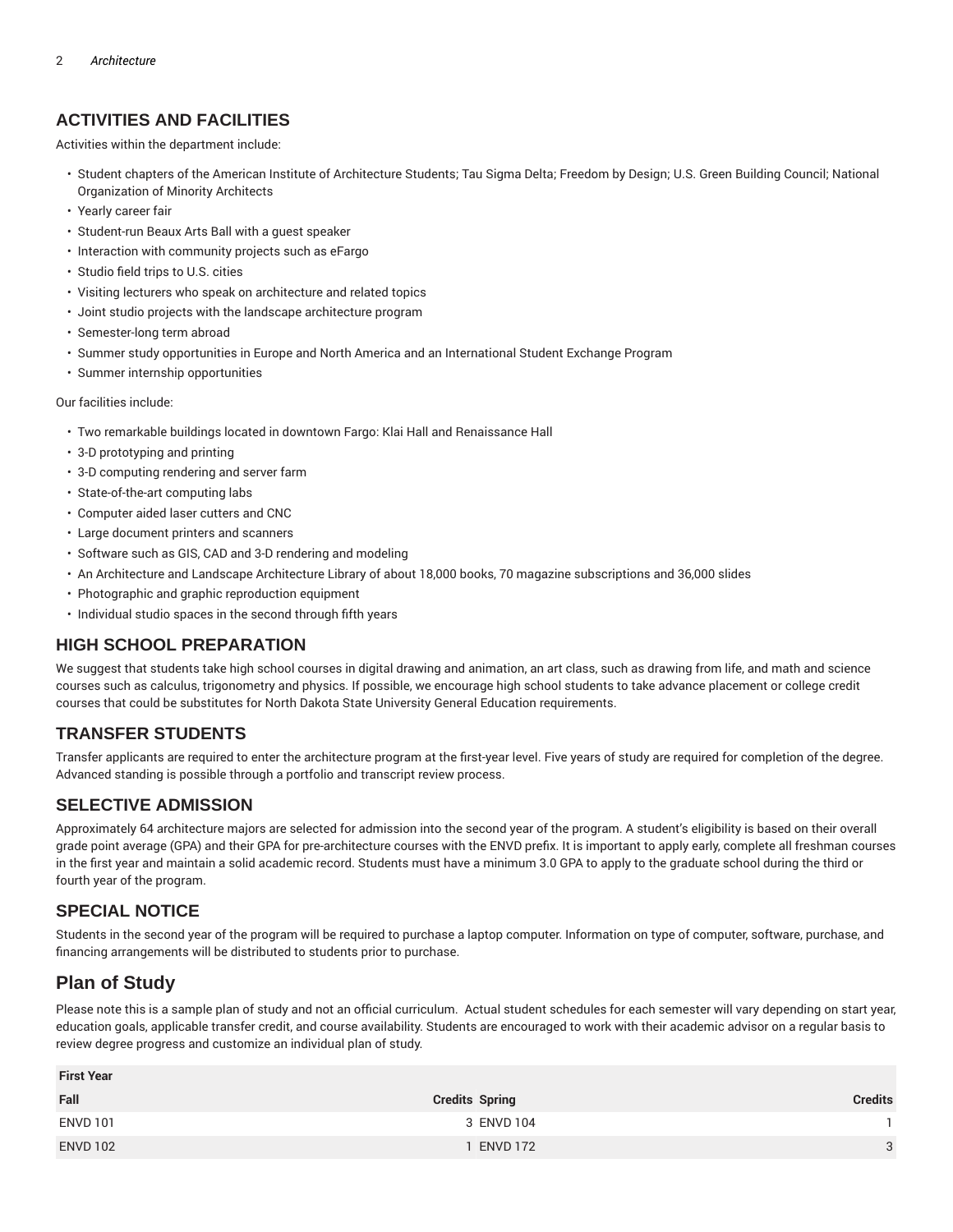## ACTIVITIES AND FACILITIES

Activities within the department include:

- Student chapters of the American Institute of Architecture Students; Tau Sigma Delta; Freedom by Design; U.S. Green Building Council; National Organization of Minority Architects
- Yearly career fair
- Student-run Beaux Arts Ball with a guest speaker
- Interaction with community projects such as eFargo
- Studio field trips to U.S. cities
- Visiting lecturers who speak on architecture and related topics
- Joint studio projects with the landscape architecture program
- Semester-long term abroad
- Summer study opportunities in Europe and North America and an International Student Exchange Program
- Summer internship opportunities

Our facilities include:

- Two remarkable buildings located in downtown Fargo: Klai Hall and Renaissance Hall
- 3-D prototyping and printing
- 3-D computing rendering and server farm
- State-of-the-art computing labs
- Computer aided laser cutters and CNC
- Large document printers and scanners
- Software such as GIS, CAD and 3-D rendering and modeling
- An Architecture and Landscape Architecture Library of about 18,000 books, 70 magazine subscriptions and 36,000 slides
- Photographic and graphic reproduction equipment
- Individual studio spaces in the second through fifth years

## HIGH SCHOOL PREPARATION

We suggest that students take high school courses in digital drawing and animation, an art class, such as drawing from life, and math and science courses such as calculus, trigonometry and physics. If possible, we encourage high school students to take advance placement or college credit courses that could be substitutes for North Dakota State University General Education requirements.

## TRANSFER STUDENTS

Transfer applicants are required to enter the architecture program at the first-year level. Five years of study are required for completion of the degree. Advanced standing is possible through a portfolio and transcript review process.

## SELECTIVE ADMISSION

Approximately 64 architecture majors are selected for admission into the second year of the program. A student's eligibility is based on their overall grade point average (GPA) and their GPA for pre-architecture courses with the ENVD prefix. It is important to apply early, complete all freshman courses in the first year and maintain a solid academic record. Students must have a minimum 3.0 GPA to apply to the graduate school during the third or fourth year of the program.

## SPECIAL NOTICE

Students in the second year of the program will be required to purchase a laptop computer. Information on type of computer, software, purchase, and financing arrangements will be distributed to students prior to purchase.

# Plan of Study

Please note this is a sample plan of study and not an official curriculum. Actual student schedules for each semester will vary depending on start year, education goals, applicable transfer credit, and course availability. Students are encouraged to work with their academic advisor on a regular basis to review degree progress and customize an individual plan of study.

| First Year | | | |
|---|---|---|---|
| **Fall** | **Credits** | **Spring** | **Credits** |
| ENVD 101 | 3 | ENVD 104 | 1 |
| ENVD 102 | 1 | ENVD 172 | 3 |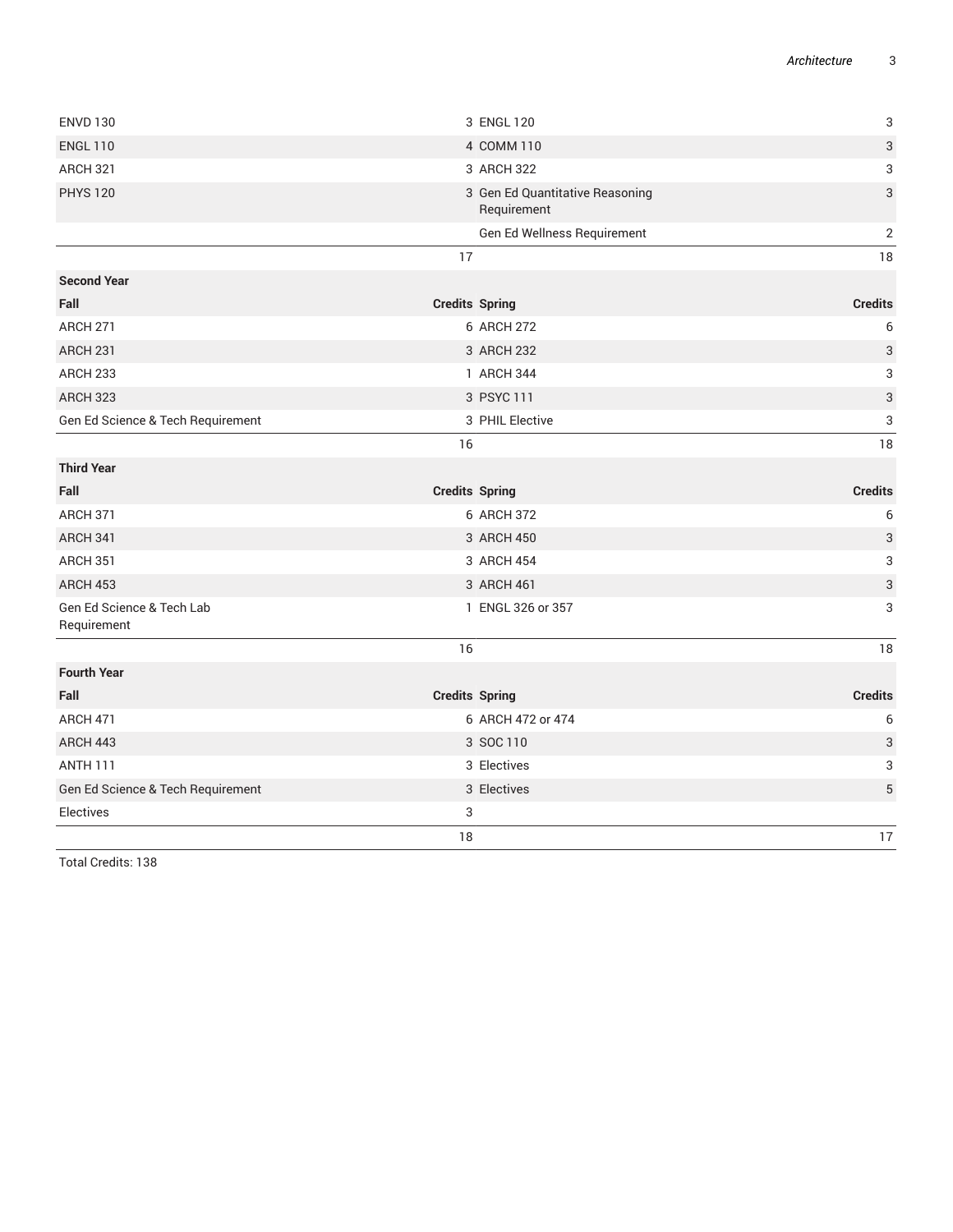| | | | |
|---|---|---|---|
| ENVD 130 | 3 | ENGL 120 | 3 |
| ENGL 110 | 4 | COMM 110 | 3 |
| ARCH 321 | 3 | ARCH 322 | 3 |
| PHYS 120 | 3 | Gen Ed Quantitative Reasoning Requirement | 3 |
| | | Gen Ed Wellness Requirement | 2 |
| | 17 | | 18 |
| **Second Year** | | | |
| **Fall** | **Credits** | **Spring** | **Credits** |
| ARCH 271 | 6 | ARCH 272 | 6 |
| ARCH 231 | 3 | ARCH 232 | 3 |
| ARCH 233 | 1 | ARCH 344 | 3 |
| ARCH 323 | 3 | PSYC 111 | 3 |
| Gen Ed Science & Tech Requirement | 3 | PHIL Elective | 3 |
| | 16 | | 18 |
| **Third Year** | | | |
| **Fall** | **Credits** | **Spring** | **Credits** |
| ARCH 371 | 6 | ARCH 372 | 6 |
| ARCH 341 | 3 | ARCH 450 | 3 |
| ARCH 351 | 3 | ARCH 454 | 3 |
| ARCH 453 | 3 | ARCH 461 | 3 |
| Gen Ed Science & Tech Lab Requirement | 1 | ENGL 326 or 357 | 3 |
| | 16 | | 18 |
| **Fourth Year** | | | |
| **Fall** | **Credits** | **Spring** | **Credits** |
| ARCH 471 | 6 | ARCH 472 or 474 | 6 |
| ARCH 443 | 3 | SOC 110 | 3 |
| ANTH 111 | 3 | Electives | 3 |
| Gen Ed Science & Tech Requirement | 3 | Electives | 5 |
| Electives | 3 | | |
| | 18 | | 17 |

Total Credits: 138